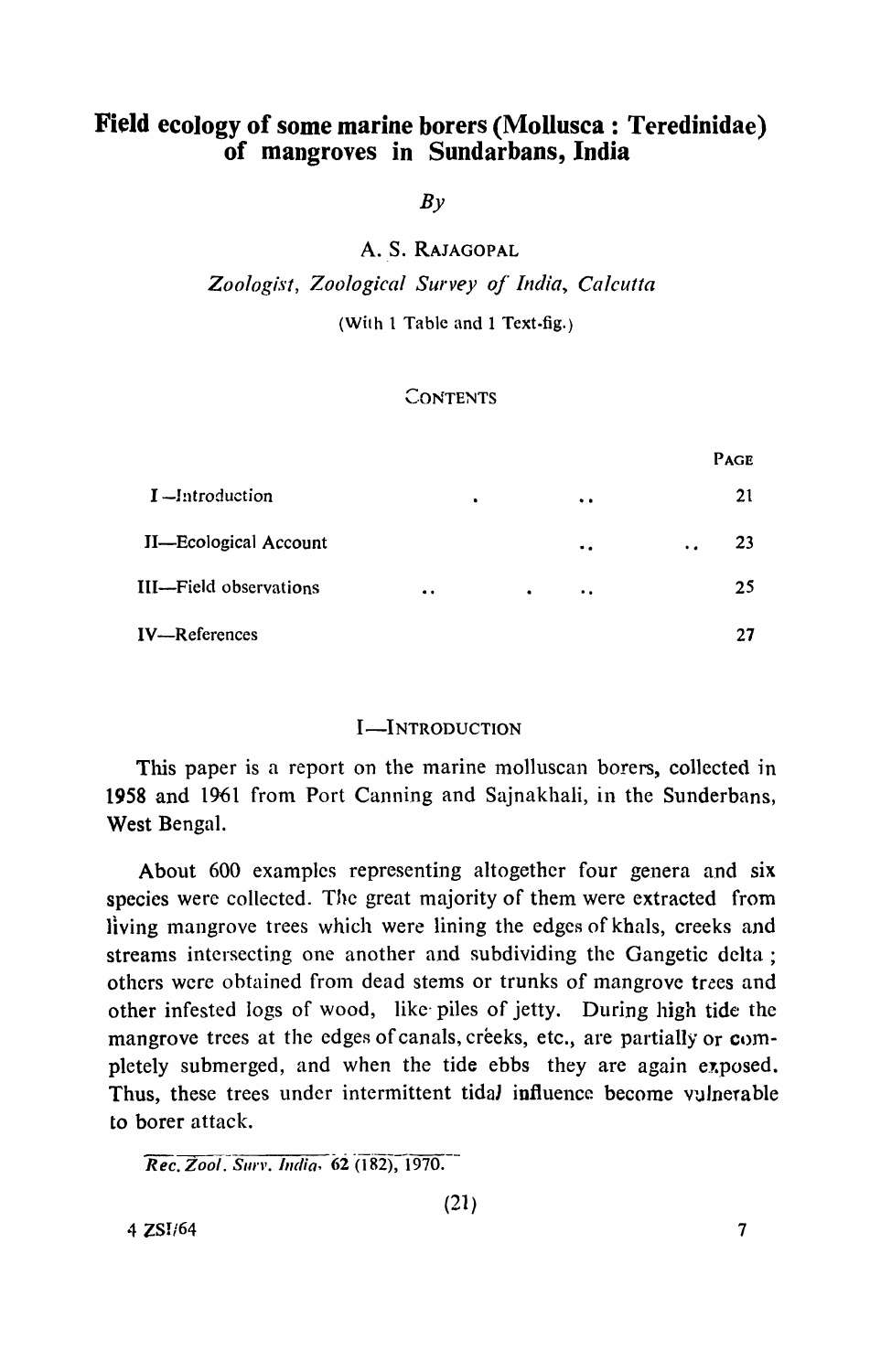# Field ecology of some marine borers (Mollusca : Teredinidae) of mangroves in Sundarbans, India

*By*

A. S. RAJAGOPAL

*Zoologist, Zoological Survey of India, Calcutta*

(With 1 Table and 1 Text-fig.)

CONTENTS

| | PAGE |
|---|---|
| I—Introduction | 21 |
| II—Ecological Account | 23 |
| III—Field observations | 25 |
| IV—References | 27 |

## I—INTRODUCTION

This paper is a report on the marine molluscan borers, collected in 1958 and 1961 from Port Canning and Sajnakhali, in the Sunderbans, West Bengal.

About 600 examples representing altogether four genera and six species were collected. The great majority of them were extracted from living mangrove trees which were lining the edges of khals, creeks and streams intersecting one another and subdividing the Gangetic delta ; others were obtained from dead stems or trunks of mangrove trees and other infested logs of wood, like piles of jetty. During high tide the mangrove trees at the edges of canals, creeks, etc., are partially or completely submerged, and when the tide ebbs they are again exposed. Thus, these trees under intermittent tidal influence become vulnerable to borer attack.

*Rec. Zool. Surv. India*, 62 (182), 1970.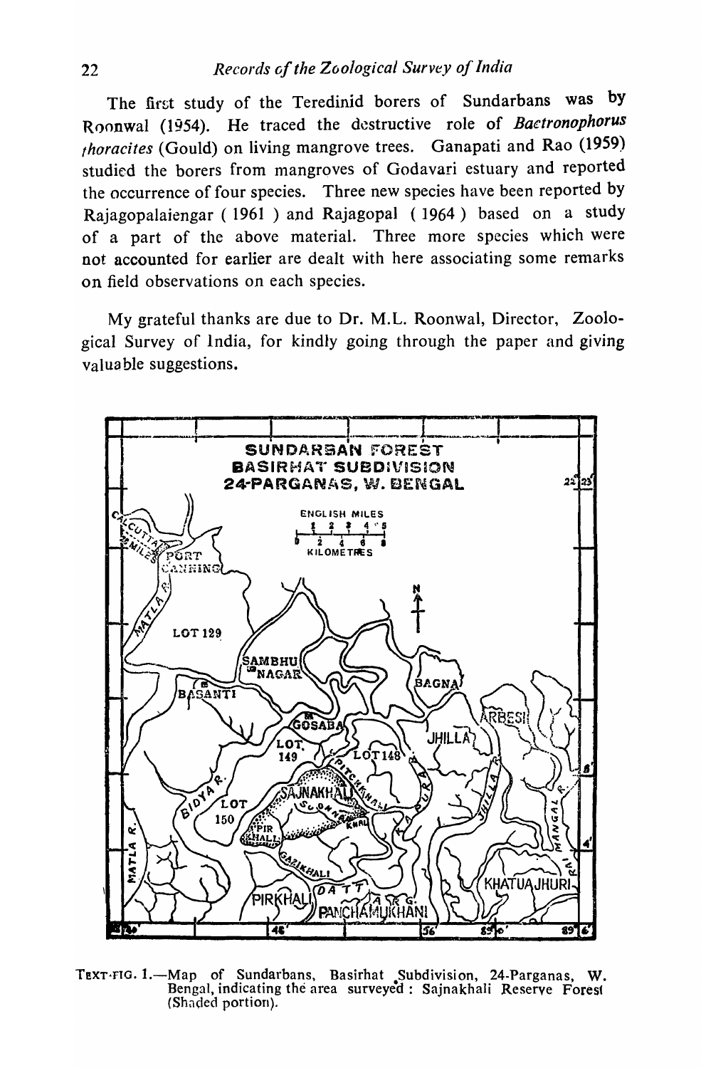The first study of the Teredinid borers of Sundarbans was by Roonwal (1954). He traced the destructive role of *Bactronophorus thoracites* (Gould) on living mangrove trees. Ganapati and Rao (1959) studied the borers from mangroves of Godavari estuary and reported the occurrence of four species. Three new species have been reported by Rajagopalaiengar ( 1961 ) and Rajagopal ( 1964 ) based on a study of a part of the above material. Three more species which were not accounted for earlier are dealt with here associating some remarks on field observations on each species.

My grateful thanks are due to Dr. M.L. Roonwal, Director, Zoological Survey of India, for kindly going through the paper and giving valuable suggestions.

TEXT-FIG. 1.—Map of Sundarbans, Basirhat Subdivision, 24-Parganas, W. Bengal, indicating the area surveyed : Sajnakhali Reserve Forest (Shaded portion).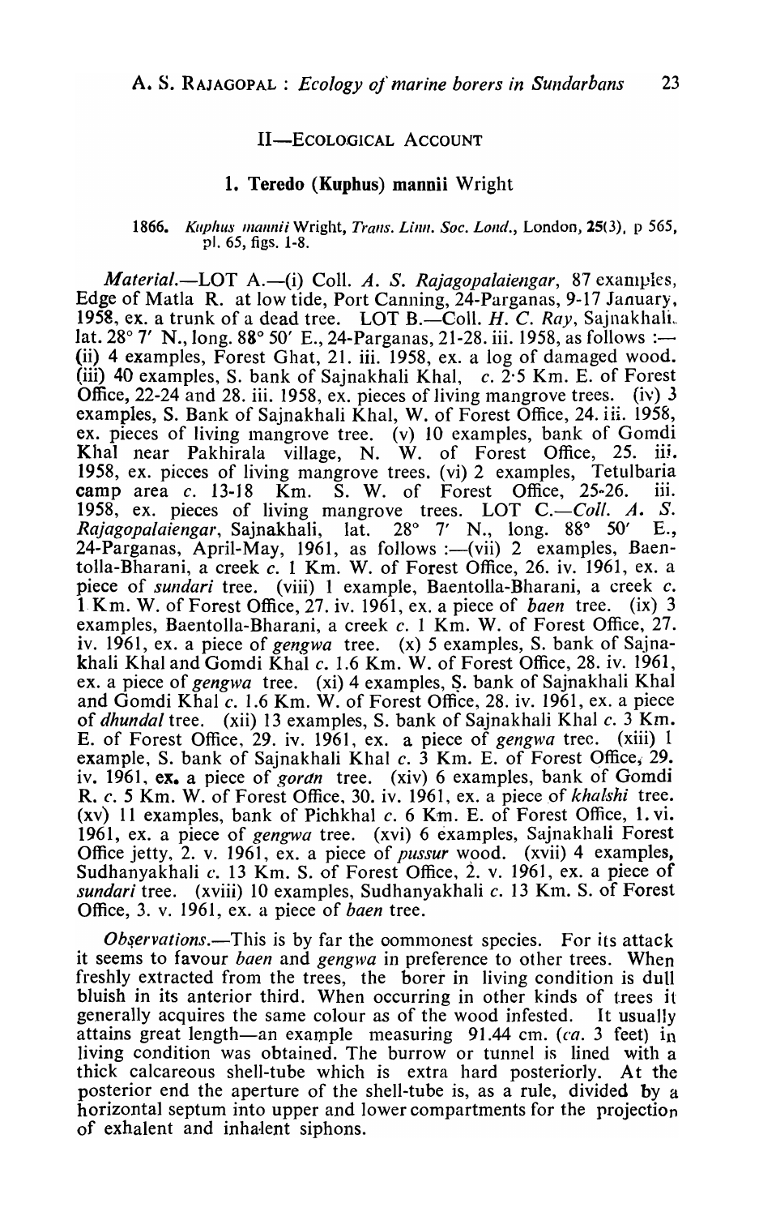## II—ECOLOGICAL ACCOUNT

### 1. Teredo (Kuphus) mannii Wright

1866. *Kuphus mannii* Wright, *Trans. Linn. Soc. Lond.*, London, 25(3), p 565, pl. 65, figs. 1-8.

*Material*.—LOT A.—(i) Coll. *A. S. Rajagopalaiengar*, 87 examples, Edge of Matla R. at low tide, Port Canning, 24-Parganas, 9-17 January, 1958, ex. a trunk of a dead tree. LOT B.—Coll. *H. C. Ray*, Sajnakhali, lat. 28° 7′ N., long. 88° 50′ E., 24-Parganas, 21-28. iii. 1958, as follows :—(ii) 4 examples, Forest Ghat, 21. iii. 1958, ex. a log of damaged wood. (iii) 40 examples, S. bank of Sajnakhali Khal, c. 2·5 Km. E. of Forest Office, 22-24 and 28. iii. 1958, ex. pieces of living mangrove trees. (iv) 3 examples, S. Bank of Sajnakhali Khal, W. of Forest Office, 24. iii. 1958, ex. pieces of living mangrove tree. (v) 10 examples, bank of Gomdi Khal near Pakhirala village, N. W. of Forest Office, 25. iii. 1958, ex. pieces of living mangrove trees. (vi) 2 examples, Tetulbaria camp area c. 13-18 Km. S. W. of Forest Office, 25-26. iii. 1958, ex. pieces of living mangrove trees. LOT C.—*Coll. A. S. Rajagopalaiengar*, Sajnakhali, lat. 28° 7′ N., long. 88° 50′ E., 24-Parganas, April-May, 1961, as follows :—(vii) 2 examples, Baentolla-Bharani, a creek c. 1 Km. W. of Forest Office, 26. iv. 1961, ex. a piece of *sundari* tree. (viii) 1 example, Baentolla-Bharani, a creek c. 1 Km. W. of Forest Office, 27. iv. 1961, ex. a piece of *baen* tree. (ix) 3 examples, Baentolla-Bharani, a creek c. 1 Km. W. of Forest Office, 27. iv. 1961, ex. a piece of *gengwa* tree. (x) 5 examples, S. bank of Sajnakhali Khal and Gomdi Khal c. 1.6 Km. W. of Forest Office, 28. iv. 1961, ex. a piece of *gengwa* tree. (xi) 4 examples, S. bank of Sajnakhali Khal and Gomdi Khal c. 1.6 Km. W. of Forest Office, 28. iv. 1961, ex. a piece of *dhundal* tree. (xii) 13 examples, S. bank of Sajnakhali Khal c. 3 Km. E. of Forest Office, 29. iv. 1961, ex. a piece of *gengwa* tree. (xiii) 1 example, S. bank of Sajnakhali Khal c. 3 Km. E. of Forest Office, 29. iv. 1961, ex. a piece of *goran* tree. (xiv) 6 examples, bank of Gomdi R. c. 5 Km. W. of Forest Office, 30. iv. 1961, ex. a piece of *khalshi* tree. (xv) 11 examples, bank of Pichkhal c. 6 Km. E. of Forest Office, 1. vi. 1961, ex. a piece of *gengwa* tree. (xvi) 6 examples, Sajnakhali Forest Office jetty, 2. v. 1961, ex. a piece of *pussur* wood. (xvii) 4 examples, Sudhanyakhali c. 13 Km. S. of Forest Office, 2. v. 1961, ex. a piece of *sundari* tree. (xviii) 10 examples, Sudhanyakhali c. 13 Km. S. of Forest Office, 3. v. 1961, ex. a piece of *baen* tree.

*Observations*.—This is by far the commonest species. For its attack it seems to favour *baen* and *gengwa* in preference to other trees. When freshly extracted from the trees, the borer in living condition is dull bluish in its anterior third. When occurring in other kinds of trees it generally acquires the same colour as of the wood infested. It usually attains great length—an example measuring 91.44 cm. (*ca*. 3 feet) in living condition was obtained. The burrow or tunnel is lined with a thick calcareous shell-tube which is extra hard posteriorly. At the posterior end the aperture of the shell-tube is, as a rule, divided by a horizontal septum into upper and lower compartments for the projection of exhalent and inhalent siphons.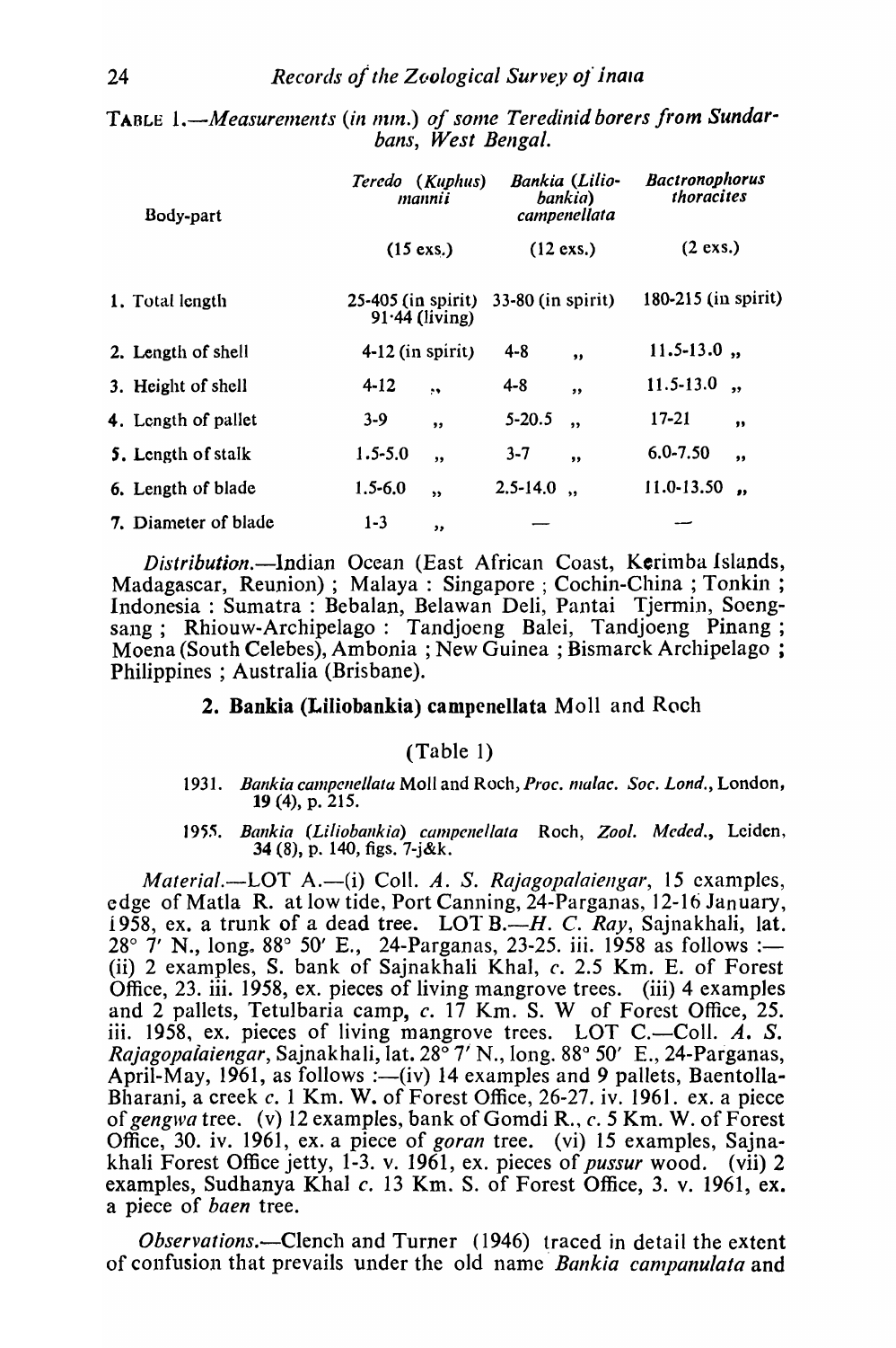TABLE 1.—*Measurements (in mm.) of some Teredinid borers from Sundarbans, West Bengal.*

| Body-part | *Teredo (Kuphus) mannii* | *Bankia (Liliobankia) campenellata* | *Bactronophorus thoracites* |
|---|---|---|---|
| | (15 exs.) | (12 exs.) | (2 exs.) |
| 1. Total length | 25-405 (in spirit) 91·44 (living) | 33-80 (in spirit) | 180-215 (in spirit) |
| 2. Length of shell | 4-12 (in spirit) | 4-8 ,, | 11.5-13.0 ,, |
| 3. Height of shell | 4-12 ,, | 4-8 ,, | 11.5-13.0 ,, |
| 4. Length of pallet | 3-9 ,, | 5-20.5 ,, | 17-21 ,, |
| 5. Length of stalk | 1.5-5.0 ,, | 3-7 ,, | 6.0-7.50 ,, |
| 6. Length of blade | 1.5-6.0 ,, | 2.5-14.0 ,, | 11.0-13.50 ,, |
| 7. Diameter of blade | 1-3 ,, | — | — |

*Distribution.*—Indian Ocean (East African Coast, Kerimba Islands, Madagascar, Reunion) ; Malaya : Singapore ; Cochin-China ; Tonkin ; Indonesia : Sumatra : Bebalan, Belawan Deli, Pantai Tjermin, Soengsang ; Rhiouw-Archipelago : Tandjoeng Balei, Tandjoeng Pinang ; Moena (South Celebes), Ambonia ; New Guinea ; Bismarck Archipelago ; Philippines ; Australia (Brisbane).

### 2. **Bankia (Liliobankia) campenellata** Moll and Roch

(Table 1)

1931. *Bankia campenellata* Moll and Roch, *Proc. malac. Soc. Lond.*, London, **19** (4), p. 215.

1955. *Bankia (Liliobankia) campenellata* Roch, *Zool. Meded.*, Leiden, **34** (8), p. 140, figs. 7-j&k.

*Material.*—LOT A.—(i) Coll. *A. S. Rajagopalaiengar*, 15 examples, edge of Matla R. at low tide, Port Canning, 24-Parganas, 12-16 January, 1958, ex. a trunk of a dead tree. LOT B.—*H. C. Ray*, Sajnakhali, lat. 28° 7′ N., long. 88° 50′ E., 24-Parganas, 23-25. iii. 1958 as follows :— (ii) 2 examples, S. bank of Sajnakhali Khal, *c.* 2.5 Km. E. of Forest Office, 23. iii. 1958, ex. pieces of living mangrove trees. (iii) 4 examples and 2 pallets, Tetulbaria camp, *c.* 17 Km. S. W of Forest Office, 25. iii. 1958, ex. pieces of living mangrove trees. LOT C.—Coll. *A. S. Rajagopalaiengar*, Sajnakhali, lat. 28° 7′ N., long. 88° 50′ E., 24-Parganas, April-May, 1961, as follows :—(iv) 14 examples and 9 pallets, Baentolla-Bharani, a creek *c.* 1 Km. W. of Forest Office, 26-27. iv. 1961. ex. a piece of *gengwa* tree. (v) 12 examples, bank of Gomdi R., *c.* 5 Km. W. of Forest Office, 30. iv. 1961, ex. a piece of *goran* tree. (vi) 15 examples, Sajnakhali Forest Office jetty, 1-3. v. 1961, ex. pieces of *pussur* wood. (vii) 2 examples, Sudhanya Khal *c.* 13 Km. S. of Forest Office, 3. v. 1961, ex. a piece of *baen* tree.

*Observations.*—Clench and Turner (1946) traced in detail the extent of confusion that prevails under the old name *Bankia campanulata* and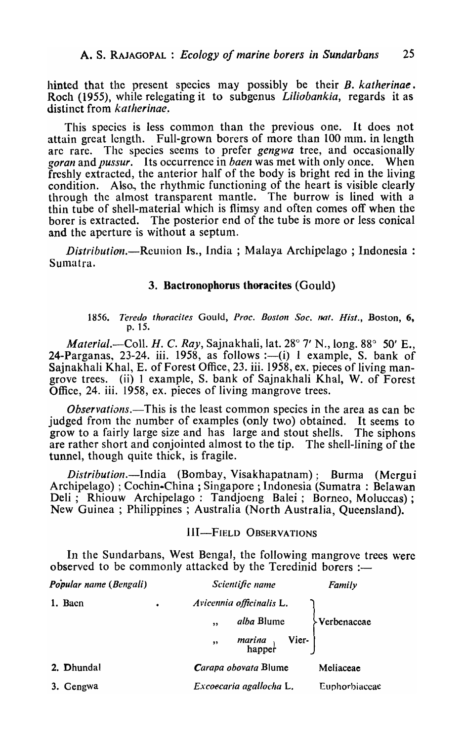hinted that the present species may possibly be their *B. katherinae*. Roch (1955), while relegating it to subgenus *Liliobankia*, regards it as distinct from *katherinae*.

This species is less common than the previous one. It does not attain great length. Full-grown borers of more than 100 mm. in length are rare. The species seems to prefer *gengwa* tree, and occasionally *goran* and *pussur*. Its occurrence in *baen* was met with only once. When freshly extracted, the anterior half of the body is bright red in the living condition. Also, the rhythmic functioning of the heart is visible clearly through the almost transparent mantle. The burrow is lined with a thin tube of shell-material which is flimsy and often comes off when the borer is extracted. The posterior end of the tube is more or less conical and the aperture is without a septum.

*Distribution.*—Reunion Is., India ; Malaya Archipelago ; Indonesia : Sumatra.

### 3. Bactronophorus thoracites (Gould)

1856. *Teredo thoracites* Gould, *Proc. Boston Soc. nat. Hist.*, Boston, **6**, p. 15.

*Material.*—Coll. *H. C. Ray*, Sajnakhali, lat. 28° 7′ N., long. 88° 50′ E., 24-Parganas, 23-24. iii. 1958, as follows :—(i) 1 example, S. bank of Sajnakhali Khal, E. of Forest Office, 23. iii. 1958, ex. pieces of living mangrove trees. (ii) 1 example, S. bank of Sajnakhali Khal, W. of Forest Office, 24. iii. 1958, ex. pieces of living mangrove trees.

*Observations.*—This is the least common species in the area as can be judged from the number of examples (only two) obtained. It seems to grow to a fairly large size and has large and stout shells. The siphons are rather short and conjointed almost to the tip. The shell-lining of the tunnel, though quite thick, is fragile.

*Distribution.*—India (Bombay, Visakhapatnam) ; Burma (Mergui Archipelago) ; Cochin-China ; Singapore ; Indonesia (Sumatra : Belawan Deli ; Rhiouw Archipelago : Tandjoeng Balei ; Borneo, Moluccas) ; New Guinea ; Philippines ; Australia (North Australia, Queensland).

## III—Field Observations

In the Sundarbans, West Bengal, the following mangrove trees were observed to be commonly attacked by the Teredinid borers :—

| *Popular name (Bengali)* | *Scientific name* | *Family* |
|---|---|---|
| 1. Baen | *Avicennia officinalis* L. | Verbenaceae |
| | ,, *alba* Blume | |
| | ,, *marina* Vierhapper | |
| 2. Dhundal | *Carapa obovata* Blume | Meliaceae |
| 3. Gengwa | *Excoecaria agallocha* L. | Euphorbiaceae |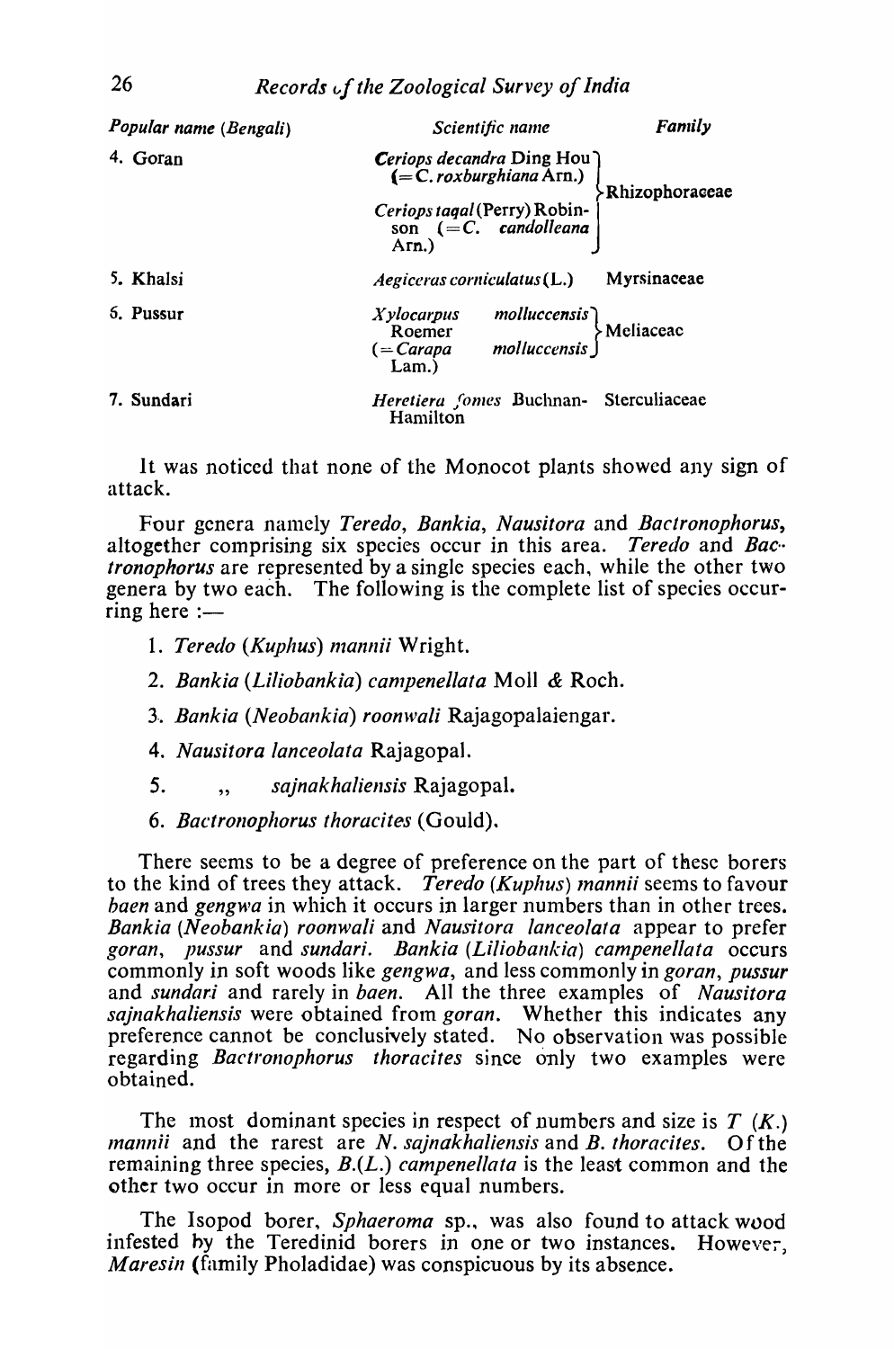| Popular name (Bengali) | Scientific name | Family |
|---|---|---|
| 4. Goran | *Ceriops decandra* Ding Hou (= *C. roxburghiana* Arn.) *Ceriops tagal* (Perry) Robinson (= *C. candolleana* Arn.) | Rhizophoraceae |
| 5. Khalsi | *Aegiceras corniculatus* (L.) | Myrsinaceae |
| 6. Pussur | *Xylocarpus molluccensis* Roemer (= *Carapa molluccensis* Lam.) | Meliaceae |
| 7. Sundari | *Heretiera fomes* Buchnan-Hamilton | Sterculiaceae |

It was noticed that none of the Monocot plants showed any sign of attack.

Four genera namely *Teredo*, *Bankia*, *Nausitora* and *Bactronophorus*, altogether comprising six species occur in this area. *Teredo* and *Bactronophorus* are represented by a single species each, while the other two genera by two each. The following is the complete list of species occurring here :—

1. *Teredo (Kuphus) mannii* Wright.
2. *Bankia (Liliobankia) campenellata* Moll & Roch.
3. *Bankia (Neobankia) roonwali* Rajagopalaiengar.
4. *Nausitora lanceolata* Rajagopal.
5. ,, *sajnakhaliensis* Rajagopal.
6. *Bactronophorus thoracites* (Gould).

There seems to be a degree of preference on the part of these borers to the kind of trees they attack. *Teredo (Kuphus) mannii* seems to favour *baen* and *gengwa* in which it occurs in larger numbers than in other trees. *Bankia (Neobankia) roonwali* and *Nausitora lanceolata* appear to prefer *goran*, *pussur* and *sundari*. *Bankia (Liliobankia) campenellata* occurs commonly in soft woods like *gengwa*, and less commonly in *goran*, *pussur* and *sundari* and rarely in *baen*. All the three examples of *Nausitora sajnakhaliensis* were obtained from *goran*. Whether this indicates any preference cannot be conclusively stated. No observation was possible regarding *Bactronophorus thoracites* since only two examples were obtained.

The most dominant species in respect of numbers and size is *T (K.) mannii* and the rarest are *N. sajnakhaliensis* and *B. thoracites*. Of the remaining three species, *B.(L.) campenellata* is the least common and the other two occur in more or less equal numbers.

The Isopod borer, *Sphaeroma* sp., was also found to attack wood infested by the Teredinid borers in one or two instances. However, *Maresin* (family Pholadidae) was conspicuous by its absence.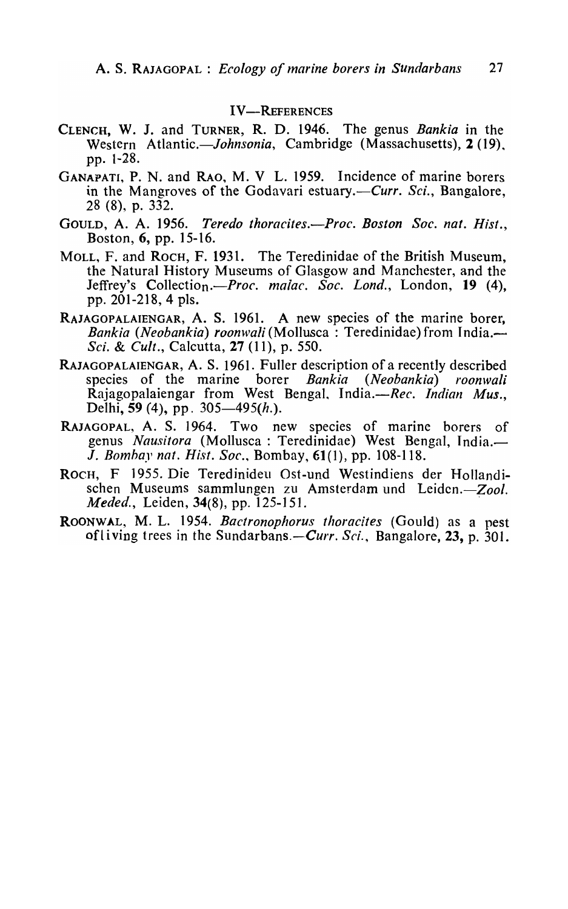## IV—REFERENCES

CLENCH, W. J. and TURNER, R. D. 1946. The genus *Bankia* in the Western Atlantic.—*Johnsonia*, Cambridge (Massachusetts), **2** (19), pp. 1-28.

GANAPATI, P. N. and RAO, M. V L. 1959. Incidence of marine borers in the Mangroves of the Godavari estuary.—*Curr. Sci.*, Bangalore, 28 (8), p. 332.

GOULD, A. A. 1956. *Teredo thoracites*.—*Proc. Boston Soc. nat. Hist.*, Boston, **6**, pp. 15-16.

MOLL, F. and ROCH, F. 1931. The Teredinidae of the British Museum, the Natural History Museums of Glasgow and Manchester, and the Jeffrey's Collection.—*Proc. malac. Soc. Lond.*, London, **19** (4), pp. 201-218, 4 pls.

RAJAGOPALAIENGAR, A. S. 1961. A new species of the marine borer, *Bankia* (*Neobankia*) *roonwali* (Mollusca : Teredinidae) from India.—*Sci. & Cult.*, Calcutta, **27** (11), p. 550.

RAJAGOPALAIENGAR, A. S. 1961. Fuller description of a recently described species of the marine borer *Bankia* (*Neobankia*) *roonwali* Rajagopalaiengar from West Bengal, India.—*Rec. Indian Mus.*, Delhi, **59** (4), pp. 305—495(*h.*).

RAJAGOPAL, A. S. 1964. Two new species of marine borers of genus *Nausitora* (Mollusca : Teredinidae) West Bengal, India.—*J. Bombay nat. Hist. Soc.*, Bombay, **61** (1), pp. 108-118.

ROCH, F 1955. Die Teredinideu Ost-und Westindiens der Hollandischen Museums sammlungen zu Amsterdam und Leiden.—*Zool. Meded.*, Leiden, **34**(8), pp. 125-151.

ROONWAL, M. L. 1954. *Bactronophorus thoracites* (Gould) as a pest of living trees in the Sundarbans.—*Curr. Sci.*, Bangalore, **23**, p. 301.